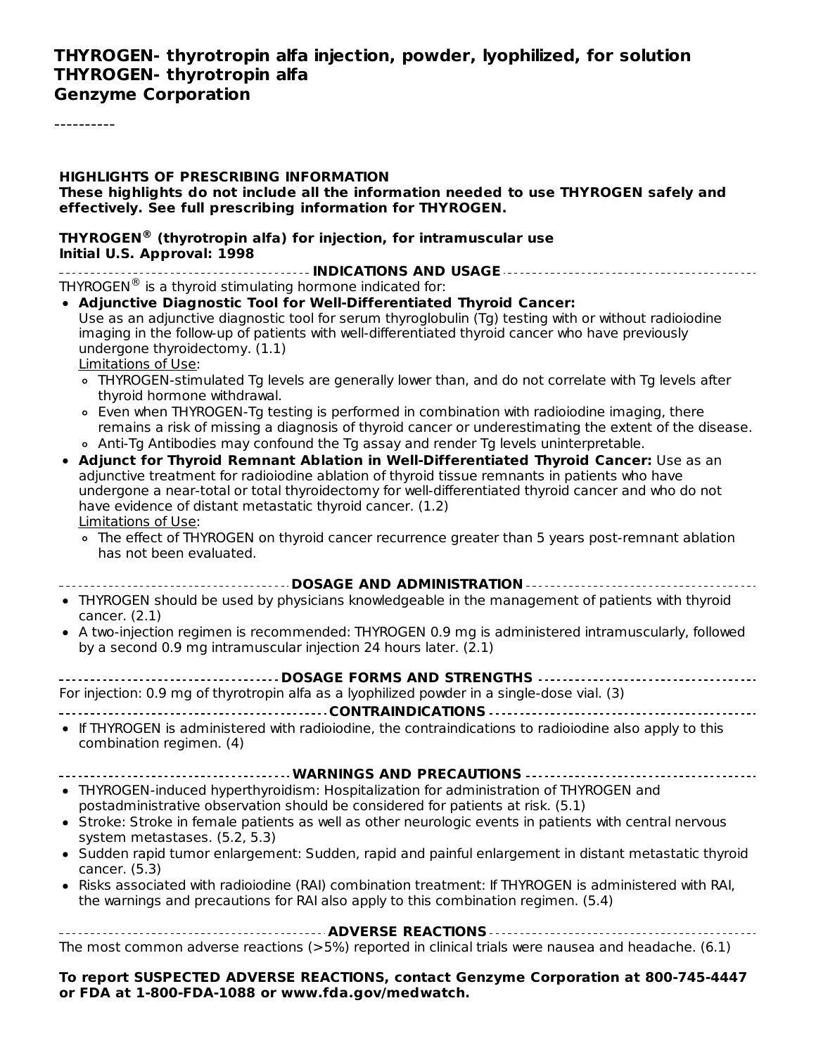**THYROGEN- thyrotropin alfa injection, powder, lyophilized, for solution**
**THYROGEN- thyrotropin alfa**
**Genzyme Corporation**

----------

**HIGHLIGHTS OF PRESCRIBING INFORMATION**
**These highlights do not include all the information needed to use THYROGEN safely and effectively. See full prescribing information for THYROGEN.**

**THYROGEN® (thyrotropin alfa) for injection, for intramuscular use**
**Initial U.S. Approval: 1998**

**INDICATIONS AND USAGE**

THYROGEN® is a thyroid stimulating hormone indicated for:

- **Adjunctive Diagnostic Tool for Well-Differentiated Thyroid Cancer:** Use as an adjunctive diagnostic tool for serum thyroglobulin (Tg) testing with or without radioiodine imaging in the follow-up of patients with well-differentiated thyroid cancer who have previously undergone thyroidectomy. (1.1)
  Limitations of Use:
  - THYROGEN-stimulated Tg levels are generally lower than, and do not correlate with Tg levels after thyroid hormone withdrawal.
  - Even when THYROGEN-Tg testing is performed in combination with radioiodine imaging, there remains a risk of missing a diagnosis of thyroid cancer or underestimating the extent of the disease.
  - Anti-Tg Antibodies may confound the Tg assay and render Tg levels uninterpretable.
- **Adjunct for Thyroid Remnant Ablation in Well-Differentiated Thyroid Cancer:** Use as an adjunctive treatment for radioiodine ablation of thyroid tissue remnants in patients who have undergone a near-total or total thyroidectomy for well-differentiated thyroid cancer and who do not have evidence of distant metastatic thyroid cancer. (1.2)
  Limitations of Use:
  - The effect of THYROGEN on thyroid cancer recurrence greater than 5 years post-remnant ablation has not been evaluated.

**DOSAGE AND ADMINISTRATION**

- THYROGEN should be used by physicians knowledgeable in the management of patients with thyroid cancer. (2.1)
- A two-injection regimen is recommended: THYROGEN 0.9 mg is administered intramuscularly, followed by a second 0.9 mg intramuscular injection 24 hours later. (2.1)

**DOSAGE FORMS AND STRENGTHS**

For injection: 0.9 mg of thyrotropin alfa as a lyophilized powder in a single-dose vial. (3)

**CONTRAINDICATIONS**

- If THYROGEN is administered with radioiodine, the contraindications to radioiodine also apply to this combination regimen. (4)

**WARNINGS AND PRECAUTIONS**

- THYROGEN-induced hyperthyroidism: Hospitalization for administration of THYROGEN and postadministrative observation should be considered for patients at risk. (5.1)
- Stroke: Stroke in female patients as well as other neurologic events in patients with central nervous system metastases. (5.2, 5.3)
- Sudden rapid tumor enlargement: Sudden, rapid and painful enlargement in distant metastatic thyroid cancer. (5.3)
- Risks associated with radioiodine (RAI) combination treatment: If THYROGEN is administered with RAI, the warnings and precautions for RAI also apply to this combination regimen. (5.4)

**ADVERSE REACTIONS**

The most common adverse reactions (>5%) reported in clinical trials were nausea and headache. (6.1)

**To report SUSPECTED ADVERSE REACTIONS, contact Genzyme Corporation at 800-745-4447 or FDA at 1-800-FDA-1088 or www.fda.gov/medwatch.**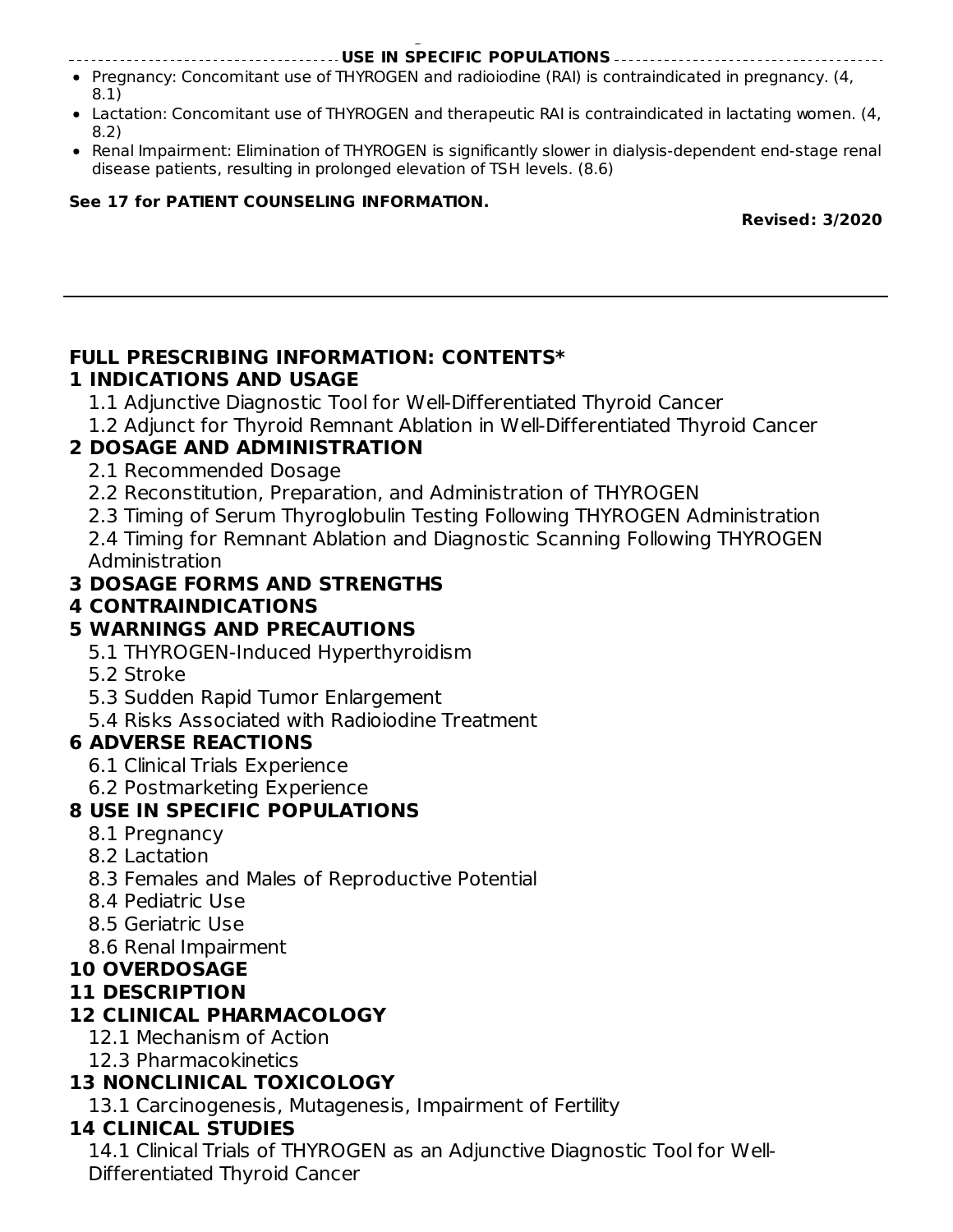## USE IN SPECIFIC POPULATIONS

- Pregnancy: Concomitant use of THYROGEN and radioiodine (RAI) is contraindicated in pregnancy. (4, 8.1)
- Lactation: Concomitant use of THYROGEN and therapeutic RAI is contraindicated in lactating women. (4, 8.2)
- Renal Impairment: Elimination of THYROGEN is significantly slower in dialysis-dependent end-stage renal disease patients, resulting in prolonged elevation of TSH levels. (8.6)

**See 17 for PATIENT COUNSELING INFORMATION.**

**Revised: 3/2020**

---

# FULL PRESCRIBING INFORMATION: CONTENTS*

## 1 INDICATIONS AND USAGE

1.1 Adjunctive Diagnostic Tool for Well-Differentiated Thyroid Cancer

1.2 Adjunct for Thyroid Remnant Ablation in Well-Differentiated Thyroid Cancer

## 2 DOSAGE AND ADMINISTRATION

2.1 Recommended Dosage

2.2 Reconstitution, Preparation, and Administration of THYROGEN

2.3 Timing of Serum Thyroglobulin Testing Following THYROGEN Administration

2.4 Timing for Remnant Ablation and Diagnostic Scanning Following THYROGEN Administration

## 3 DOSAGE FORMS AND STRENGTHS

## 4 CONTRAINDICATIONS

## 5 WARNINGS AND PRECAUTIONS

5.1 THYROGEN-Induced Hyperthyroidism

5.2 Stroke

5.3 Sudden Rapid Tumor Enlargement

5.4 Risks Associated with Radioiodine Treatment

## 6 ADVERSE REACTIONS

6.1 Clinical Trials Experience

6.2 Postmarketing Experience

## 8 USE IN SPECIFIC POPULATIONS

8.1 Pregnancy

8.2 Lactation

8.3 Females and Males of Reproductive Potential

8.4 Pediatric Use

8.5 Geriatric Use

8.6 Renal Impairment

## 10 OVERDOSAGE

## 11 DESCRIPTION

## 12 CLINICAL PHARMACOLOGY

12.1 Mechanism of Action

12.3 Pharmacokinetics

## 13 NONCLINICAL TOXICOLOGY

13.1 Carcinogenesis, Mutagenesis, Impairment of Fertility

## 14 CLINICAL STUDIES

14.1 Clinical Trials of THYROGEN as an Adjunctive Diagnostic Tool for Well-Differentiated Thyroid Cancer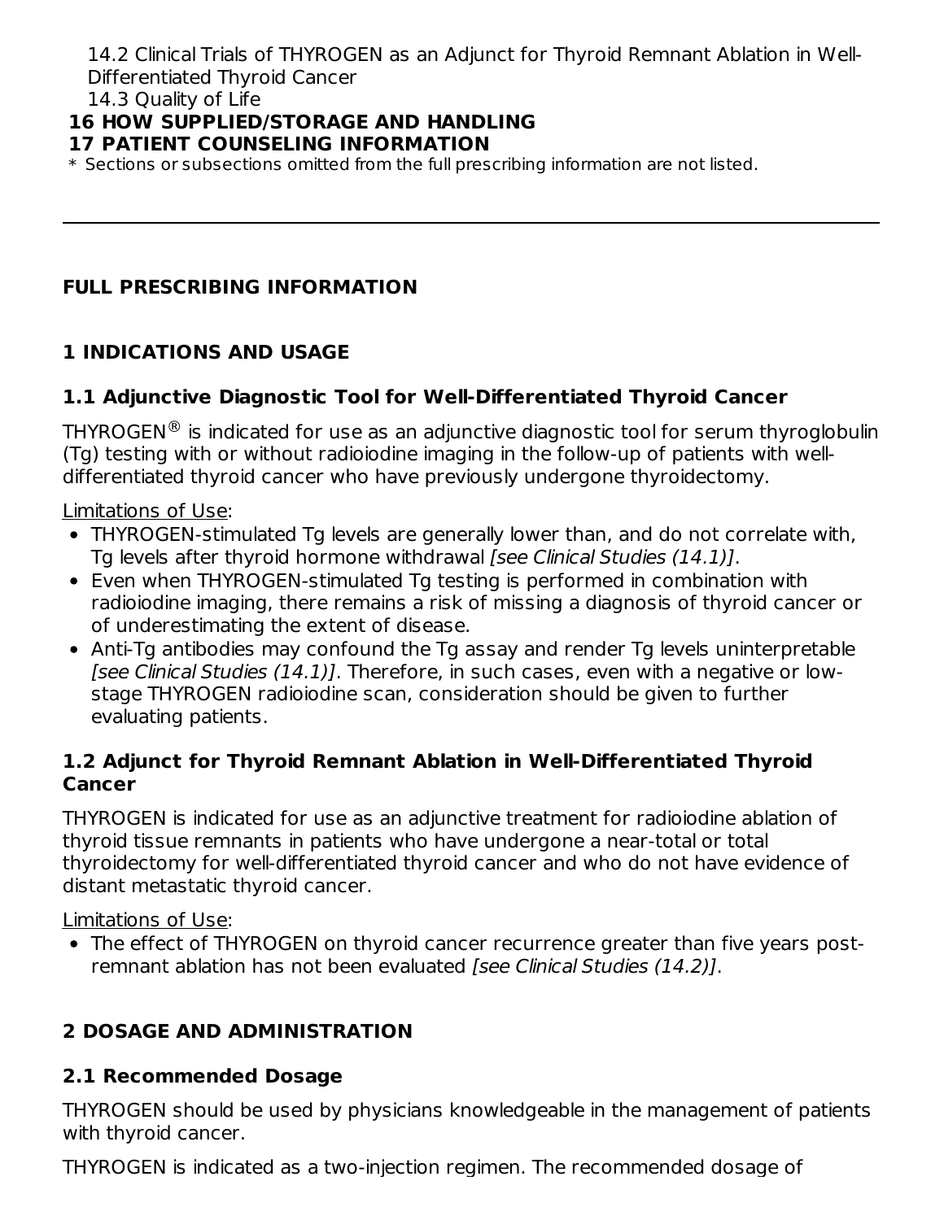14.2 Clinical Trials of THYROGEN as an Adjunct for Thyroid Remnant Ablation in Well-Differentiated Thyroid Cancer
14.3 Quality of Life

**16 HOW SUPPLIED/STORAGE AND HANDLING**

**17 PATIENT COUNSELING INFORMATION**

* Sections or subsections omitted from the full prescribing information are not listed.

---

## FULL PRESCRIBING INFORMATION

## 1 INDICATIONS AND USAGE

### 1.1 Adjunctive Diagnostic Tool for Well-Differentiated Thyroid Cancer

THYROGEN® is indicated for use as an adjunctive diagnostic tool for serum thyroglobulin (Tg) testing with or without radioiodine imaging in the follow-up of patients with well-differentiated thyroid cancer who have previously undergone thyroidectomy.

Limitations of Use:

- THYROGEN-stimulated Tg levels are generally lower than, and do not correlate with, Tg levels after thyroid hormone withdrawal *[see Clinical Studies (14.1)]*.
- Even when THYROGEN-stimulated Tg testing is performed in combination with radioiodine imaging, there remains a risk of missing a diagnosis of thyroid cancer or of underestimating the extent of disease.
- Anti-Tg antibodies may confound the Tg assay and render Tg levels uninterpretable *[see Clinical Studies (14.1)]*. Therefore, in such cases, even with a negative or low-stage THYROGEN radioiodine scan, consideration should be given to further evaluating patients.

### 1.2 Adjunct for Thyroid Remnant Ablation in Well-Differentiated Thyroid Cancer

THYROGEN is indicated for use as an adjunctive treatment for radioiodine ablation of thyroid tissue remnants in patients who have undergone a near-total or total thyroidectomy for well-differentiated thyroid cancer and who do not have evidence of distant metastatic thyroid cancer.

Limitations of Use:

- The effect of THYROGEN on thyroid cancer recurrence greater than five years post-remnant ablation has not been evaluated *[see Clinical Studies (14.2)]*.

## 2 DOSAGE AND ADMINISTRATION

### 2.1 Recommended Dosage

THYROGEN should be used by physicians knowledgeable in the management of patients with thyroid cancer.

THYROGEN is indicated as a two-injection regimen. The recommended dosage of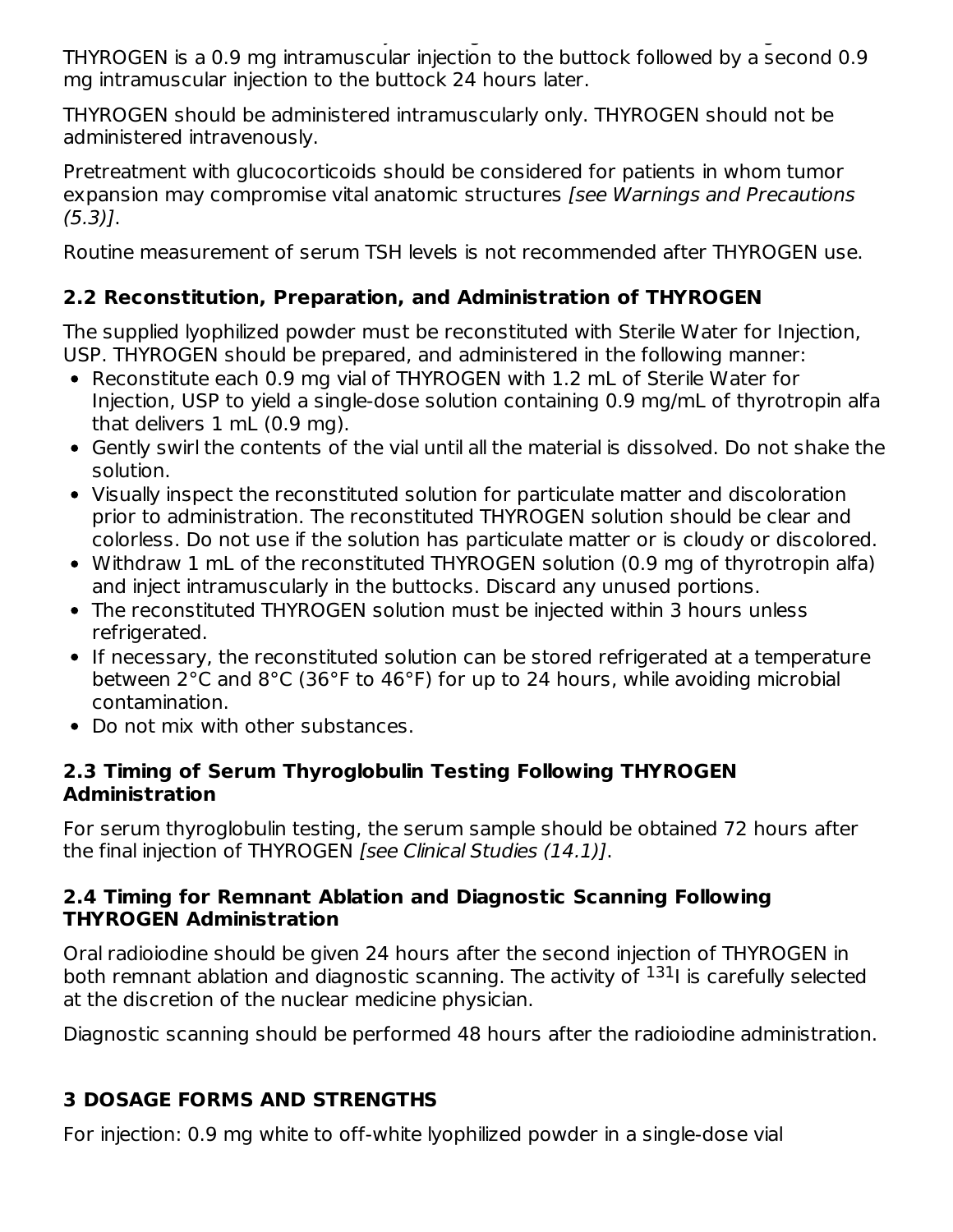THYROGEN is a 0.9 mg intramuscular injection to the buttock followed by a second 0.9 mg intramuscular injection to the buttock 24 hours later.

THYROGEN should be administered intramuscularly only. THYROGEN should not be administered intravenously.

Pretreatment with glucocorticoids should be considered for patients in whom tumor expansion may compromise vital anatomic structures *[see Warnings and Precautions (5.3)]*.

Routine measurement of serum TSH levels is not recommended after THYROGEN use.

### 2.2 Reconstitution, Preparation, and Administration of THYROGEN

The supplied lyophilized powder must be reconstituted with Sterile Water for Injection, USP. THYROGEN should be prepared, and administered in the following manner:

- Reconstitute each 0.9 mg vial of THYROGEN with 1.2 mL of Sterile Water for Injection, USP to yield a single-dose solution containing 0.9 mg/mL of thyrotropin alfa that delivers 1 mL (0.9 mg).
- Gently swirl the contents of the vial until all the material is dissolved. Do not shake the solution.
- Visually inspect the reconstituted solution for particulate matter and discoloration prior to administration. The reconstituted THYROGEN solution should be clear and colorless. Do not use if the solution has particulate matter or is cloudy or discolored.
- Withdraw 1 mL of the reconstituted THYROGEN solution (0.9 mg of thyrotropin alfa) and inject intramuscularly in the buttocks. Discard any unused portions.
- The reconstituted THYROGEN solution must be injected within 3 hours unless refrigerated.
- If necessary, the reconstituted solution can be stored refrigerated at a temperature between 2°C and 8°C (36°F to 46°F) for up to 24 hours, while avoiding microbial contamination.
- Do not mix with other substances.

### 2.3 Timing of Serum Thyroglobulin Testing Following THYROGEN Administration

For serum thyroglobulin testing, the serum sample should be obtained 72 hours after the final injection of THYROGEN *[see Clinical Studies (14.1)]*.

### 2.4 Timing for Remnant Ablation and Diagnostic Scanning Following THYROGEN Administration

Oral radioiodine should be given 24 hours after the second injection of THYROGEN in both remnant ablation and diagnostic scanning. The activity of $^{131}I$ is carefully selected at the discretion of the nuclear medicine physician.

Diagnostic scanning should be performed 48 hours after the radioiodine administration.

## 3 DOSAGE FORMS AND STRENGTHS

For injection: 0.9 mg white to off-white lyophilized powder in a single-dose vial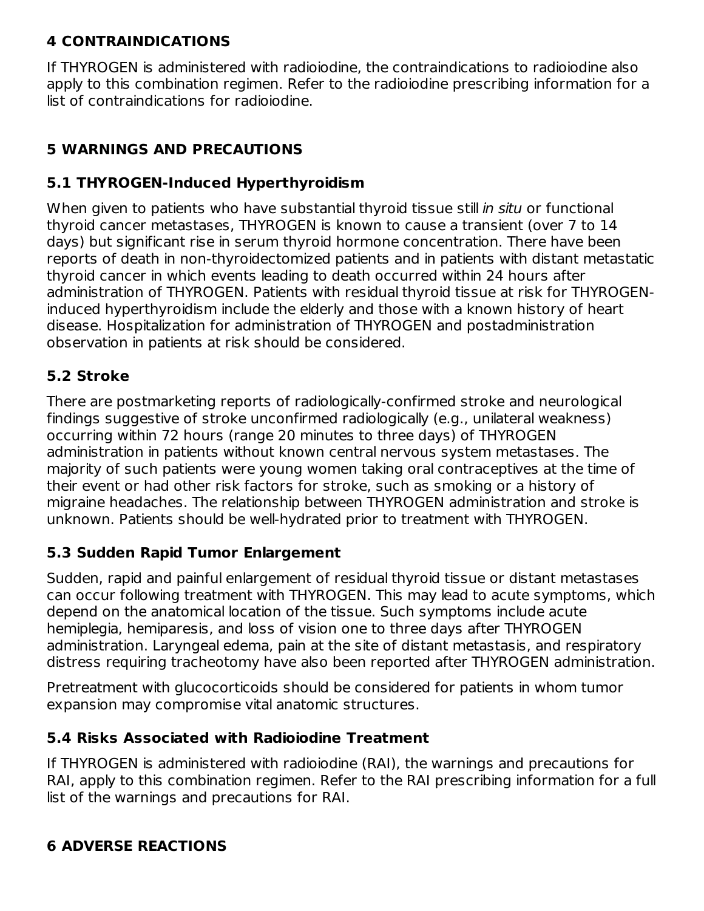## 4 CONTRAINDICATIONS

If THYROGEN is administered with radioiodine, the contraindications to radioiodine also apply to this combination regimen. Refer to the radioiodine prescribing information for a list of contraindications for radioiodine.

## 5 WARNINGS AND PRECAUTIONS

### 5.1 THYROGEN-Induced Hyperthyroidism

When given to patients who have substantial thyroid tissue still *in situ* or functional thyroid cancer metastases, THYROGEN is known to cause a transient (over 7 to 14 days) but significant rise in serum thyroid hormone concentration. There have been reports of death in non-thyroidectomized patients and in patients with distant metastatic thyroid cancer in which events leading to death occurred within 24 hours after administration of THYROGEN. Patients with residual thyroid tissue at risk for THYROGEN-induced hyperthyroidism include the elderly and those with a known history of heart disease. Hospitalization for administration of THYROGEN and postadministration observation in patients at risk should be considered.

### 5.2 Stroke

There are postmarketing reports of radiologically-confirmed stroke and neurological findings suggestive of stroke unconfirmed radiologically (e.g., unilateral weakness) occurring within 72 hours (range 20 minutes to three days) of THYROGEN administration in patients without known central nervous system metastases. The majority of such patients were young women taking oral contraceptives at the time of their event or had other risk factors for stroke, such as smoking or a history of migraine headaches. The relationship between THYROGEN administration and stroke is unknown. Patients should be well-hydrated prior to treatment with THYROGEN.

### 5.3 Sudden Rapid Tumor Enlargement

Sudden, rapid and painful enlargement of residual thyroid tissue or distant metastases can occur following treatment with THYROGEN. This may lead to acute symptoms, which depend on the anatomical location of the tissue. Such symptoms include acute hemiplegia, hemiparesis, and loss of vision one to three days after THYROGEN administration. Laryngeal edema, pain at the site of distant metastasis, and respiratory distress requiring tracheotomy have also been reported after THYROGEN administration.

Pretreatment with glucocorticoids should be considered for patients in whom tumor expansion may compromise vital anatomic structures.

### 5.4 Risks Associated with Radioiodine Treatment

If THYROGEN is administered with radioiodine (RAI), the warnings and precautions for RAI, apply to this combination regimen. Refer to the RAI prescribing information for a full list of the warnings and precautions for RAI.

## 6 ADVERSE REACTIONS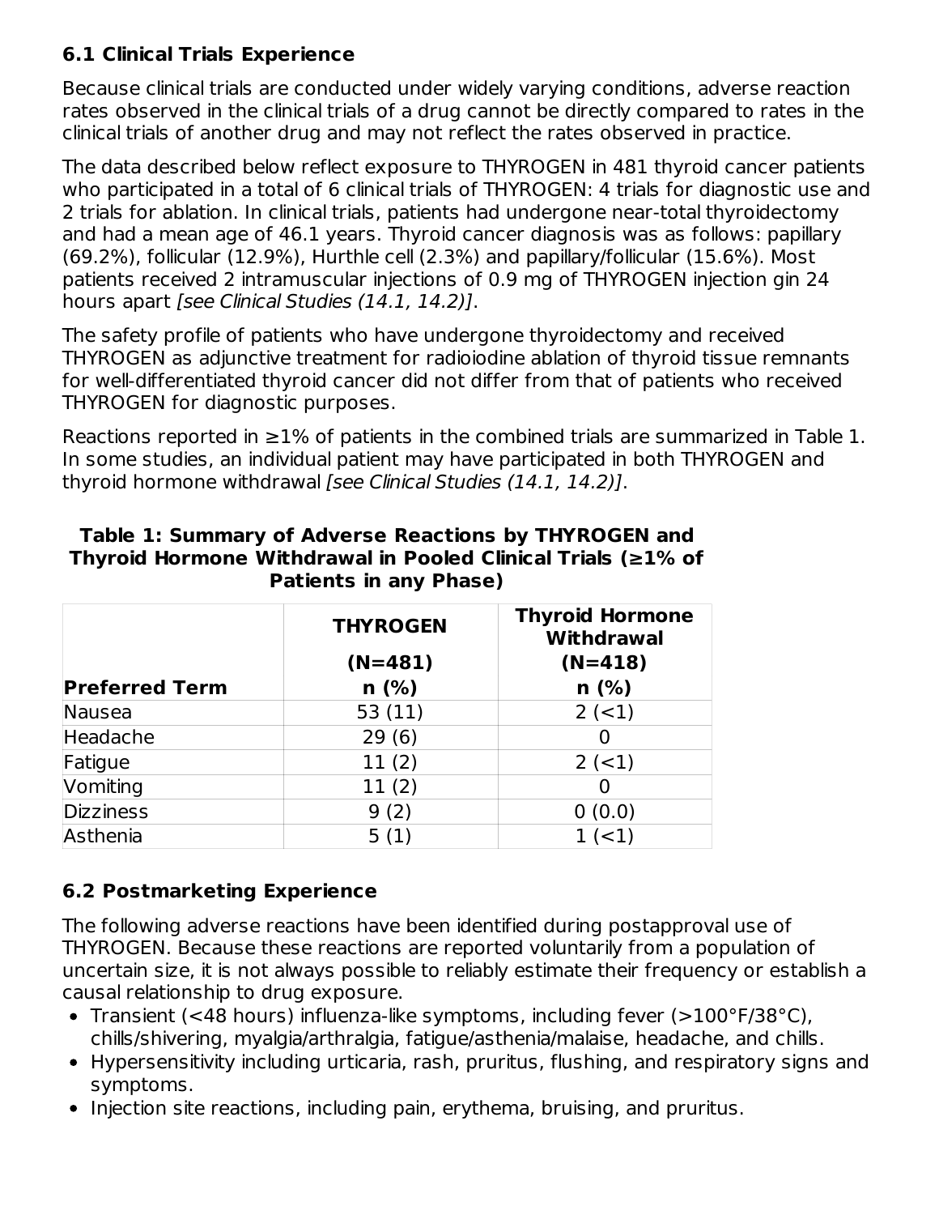### 6.1 Clinical Trials Experience

Because clinical trials are conducted under widely varying conditions, adverse reaction rates observed in the clinical trials of a drug cannot be directly compared to rates in the clinical trials of another drug and may not reflect the rates observed in practice.

The data described below reflect exposure to THYROGEN in 481 thyroid cancer patients who participated in a total of 6 clinical trials of THYROGEN: 4 trials for diagnostic use and 2 trials for ablation. In clinical trials, patients had undergone near-total thyroidectomy and had a mean age of 46.1 years. Thyroid cancer diagnosis was as follows: papillary (69.2%), follicular (12.9%), Hurthle cell (2.3%) and papillary/follicular (15.6%). Most patients received 2 intramuscular injections of 0.9 mg of THYROGEN injection gin 24 hours apart *[see Clinical Studies (14.1, 14.2)]*.

The safety profile of patients who have undergone thyroidectomy and received THYROGEN as adjunctive treatment for radioiodine ablation of thyroid tissue remnants for well-differentiated thyroid cancer did not differ from that of patients who received THYROGEN for diagnostic purposes.

Reactions reported in ≥1% of patients in the combined trials are summarized in Table 1. In some studies, an individual patient may have participated in both THYROGEN and thyroid hormone withdrawal *[see Clinical Studies (14.1, 14.2)]*.

**Table 1: Summary of Adverse Reactions by THYROGEN and Thyroid Hormone Withdrawal in Pooled Clinical Trials (≥1% of Patients in any Phase)**

| Preferred Term | THYROGEN (N=481) n (%) | Thyroid Hormone Withdrawal (N=418) n (%) |
|---|---|---|
| Nausea | 53 (11) | 2 (<1) |
| Headache | 29 (6) | 0 |
| Fatigue | 11 (2) | 2 (<1) |
| Vomiting | 11 (2) | 0 |
| Dizziness | 9 (2) | 0 (0.0) |
| Asthenia | 5 (1) | 1 (<1) |

### 6.2 Postmarketing Experience

The following adverse reactions have been identified during postapproval use of THYROGEN. Because these reactions are reported voluntarily from a population of uncertain size, it is not always possible to reliably estimate their frequency or establish a causal relationship to drug exposure.

- Transient (<48 hours) influenza-like symptoms, including fever (>100°F/38°C), chills/shivering, myalgia/arthralgia, fatigue/asthenia/malaise, headache, and chills.
- Hypersensitivity including urticaria, rash, pruritus, flushing, and respiratory signs and symptoms.
- Injection site reactions, including pain, erythema, bruising, and pruritus.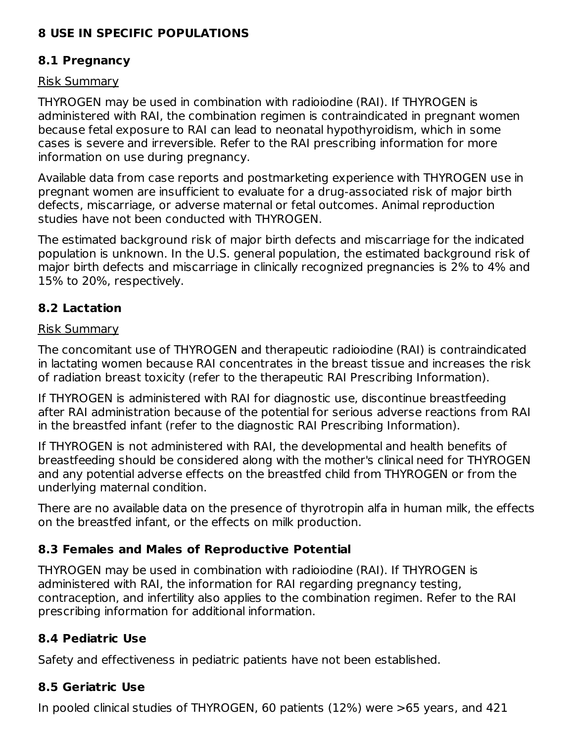# 8 USE IN SPECIFIC POPULATIONS

## 8.1 Pregnancy

Risk Summary

THYROGEN may be used in combination with radioiodine (RAI). If THYROGEN is administered with RAI, the combination regimen is contraindicated in pregnant women because fetal exposure to RAI can lead to neonatal hypothyroidism, which in some cases is severe and irreversible. Refer to the RAI prescribing information for more information on use during pregnancy.

Available data from case reports and postmarketing experience with THYROGEN use in pregnant women are insufficient to evaluate for a drug-associated risk of major birth defects, miscarriage, or adverse maternal or fetal outcomes. Animal reproduction studies have not been conducted with THYROGEN.

The estimated background risk of major birth defects and miscarriage for the indicated population is unknown. In the U.S. general population, the estimated background risk of major birth defects and miscarriage in clinically recognized pregnancies is 2% to 4% and 15% to 20%, respectively.

## 8.2 Lactation

Risk Summary

The concomitant use of THYROGEN and therapeutic radioiodine (RAI) is contraindicated in lactating women because RAI concentrates in the breast tissue and increases the risk of radiation breast toxicity (refer to the therapeutic RAI Prescribing Information).

If THYROGEN is administered with RAI for diagnostic use, discontinue breastfeeding after RAI administration because of the potential for serious adverse reactions from RAI in the breastfed infant (refer to the diagnostic RAI Prescribing Information).

If THYROGEN is not administered with RAI, the developmental and health benefits of breastfeeding should be considered along with the mother's clinical need for THYROGEN and any potential adverse effects on the breastfed child from THYROGEN or from the underlying maternal condition.

There are no available data on the presence of thyrotropin alfa in human milk, the effects on the breastfed infant, or the effects on milk production.

## 8.3 Females and Males of Reproductive Potential

THYROGEN may be used in combination with radioiodine (RAI). If THYROGEN is administered with RAI, the information for RAI regarding pregnancy testing, contraception, and infertility also applies to the combination regimen. Refer to the RAI prescribing information for additional information.

## 8.4 Pediatric Use

Safety and effectiveness in pediatric patients have not been established.

## 8.5 Geriatric Use

In pooled clinical studies of THYROGEN, 60 patients (12%) were >65 years, and 421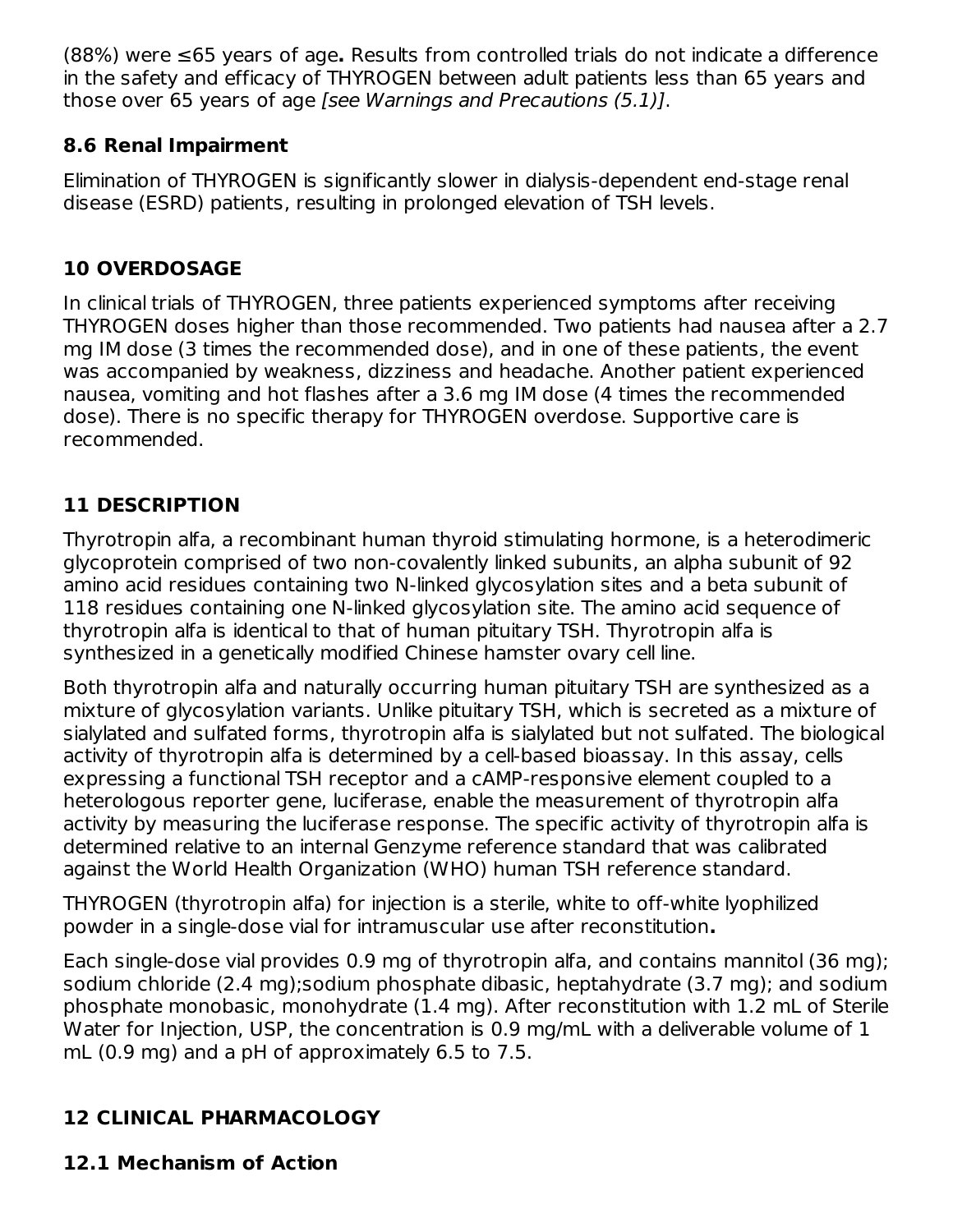(88%) were ≤65 years of age**.** Results from controlled trials do not indicate a difference in the safety and efficacy of THYROGEN between adult patients less than 65 years and those over 65 years of age *[see Warnings and Precautions (5.1)]*.

### 8.6 Renal Impairment

Elimination of THYROGEN is significantly slower in dialysis-dependent end-stage renal disease (ESRD) patients, resulting in prolonged elevation of TSH levels.

## 10 OVERDOSAGE

In clinical trials of THYROGEN, three patients experienced symptoms after receiving THYROGEN doses higher than those recommended. Two patients had nausea after a 2.7 mg IM dose (3 times the recommended dose), and in one of these patients, the event was accompanied by weakness, dizziness and headache. Another patient experienced nausea, vomiting and hot flashes after a 3.6 mg IM dose (4 times the recommended dose). There is no specific therapy for THYROGEN overdose. Supportive care is recommended.

## 11 DESCRIPTION

Thyrotropin alfa, a recombinant human thyroid stimulating hormone, is a heterodimeric glycoprotein comprised of two non-covalently linked subunits, an alpha subunit of 92 amino acid residues containing two N-linked glycosylation sites and a beta subunit of 118 residues containing one N-linked glycosylation site. The amino acid sequence of thyrotropin alfa is identical to that of human pituitary TSH. Thyrotropin alfa is synthesized in a genetically modified Chinese hamster ovary cell line.

Both thyrotropin alfa and naturally occurring human pituitary TSH are synthesized as a mixture of glycosylation variants. Unlike pituitary TSH, which is secreted as a mixture of sialylated and sulfated forms, thyrotropin alfa is sialylated but not sulfated. The biological activity of thyrotropin alfa is determined by a cell-based bioassay. In this assay, cells expressing a functional TSH receptor and a cAMP-responsive element coupled to a heterologous reporter gene, luciferase, enable the measurement of thyrotropin alfa activity by measuring the luciferase response. The specific activity of thyrotropin alfa is determined relative to an internal Genzyme reference standard that was calibrated against the World Health Organization (WHO) human TSH reference standard.

THYROGEN (thyrotropin alfa) for injection is a sterile, white to off-white lyophilized powder in a single-dose vial for intramuscular use after reconstitution**.**

Each single-dose vial provides 0.9 mg of thyrotropin alfa, and contains mannitol (36 mg); sodium chloride (2.4 mg);sodium phosphate dibasic, heptahydrate (3.7 mg); and sodium phosphate monobasic, monohydrate (1.4 mg). After reconstitution with 1.2 mL of Sterile Water for Injection, USP, the concentration is 0.9 mg/mL with a deliverable volume of 1 mL (0.9 mg) and a pH of approximately 6.5 to 7.5.

## 12 CLINICAL PHARMACOLOGY

### 12.1 Mechanism of Action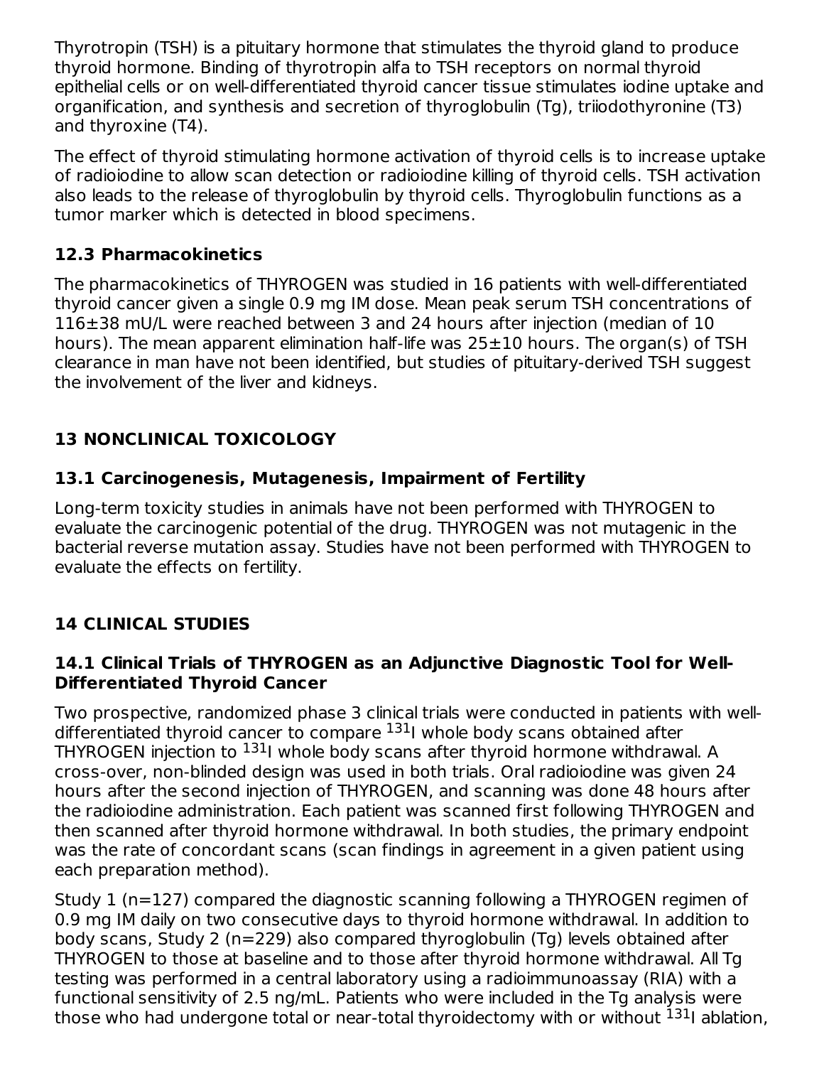Thyrotropin (TSH) is a pituitary hormone that stimulates the thyroid gland to produce thyroid hormone. Binding of thyrotropin alfa to TSH receptors on normal thyroid epithelial cells or on well-differentiated thyroid cancer tissue stimulates iodine uptake and organification, and synthesis and secretion of thyroglobulin (Tg), triiodothyronine (T3) and thyroxine (T4).

The effect of thyroid stimulating hormone activation of thyroid cells is to increase uptake of radioiodine to allow scan detection or radioiodine killing of thyroid cells. TSH activation also leads to the release of thyroglobulin by thyroid cells. Thyroglobulin functions as a tumor marker which is detected in blood specimens.

### 12.3 Pharmacokinetics

The pharmacokinetics of THYROGEN was studied in 16 patients with well-differentiated thyroid cancer given a single 0.9 mg IM dose. Mean peak serum TSH concentrations of $116 \pm 38$ mU/L were reached between 3 and 24 hours after injection (median of 10 hours). The mean apparent elimination half-life was $25 \pm 10$ hours. The organ(s) of TSH clearance in man have not been identified, but studies of pituitary-derived TSH suggest the involvement of the liver and kidneys.

## 13 NONCLINICAL TOXICOLOGY

### 13.1 Carcinogenesis, Mutagenesis, Impairment of Fertility

Long-term toxicity studies in animals have not been performed with THYROGEN to evaluate the carcinogenic potential of the drug. THYROGEN was not mutagenic in the bacterial reverse mutation assay. Studies have not been performed with THYROGEN to evaluate the effects on fertility.

## 14 CLINICAL STUDIES

### 14.1 Clinical Trials of THYROGEN as an Adjunctive Diagnostic Tool for Well-Differentiated Thyroid Cancer

Two prospective, randomized phase 3 clinical trials were conducted in patients with well-differentiated thyroid cancer to compare $^{131}$I whole body scans obtained after THYROGEN injection to $^{131}$I whole body scans after thyroid hormone withdrawal. A cross-over, non-blinded design was used in both trials. Oral radioiodine was given 24 hours after the second injection of THYROGEN, and scanning was done 48 hours after the radioiodine administration. Each patient was scanned first following THYROGEN and then scanned after thyroid hormone withdrawal. In both studies, the primary endpoint was the rate of concordant scans (scan findings in agreement in a given patient using each preparation method).

Study 1 (n=127) compared the diagnostic scanning following a THYROGEN regimen of 0.9 mg IM daily on two consecutive days to thyroid hormone withdrawal. In addition to body scans, Study 2 (n=229) also compared thyroglobulin (Tg) levels obtained after THYROGEN to those at baseline and to those after thyroid hormone withdrawal. All Tg testing was performed in a central laboratory using a radioimmunoassay (RIA) with a functional sensitivity of 2.5 ng/mL. Patients who were included in the Tg analysis were those who had undergone total or near-total thyroidectomy with or without $^{131}$I ablation,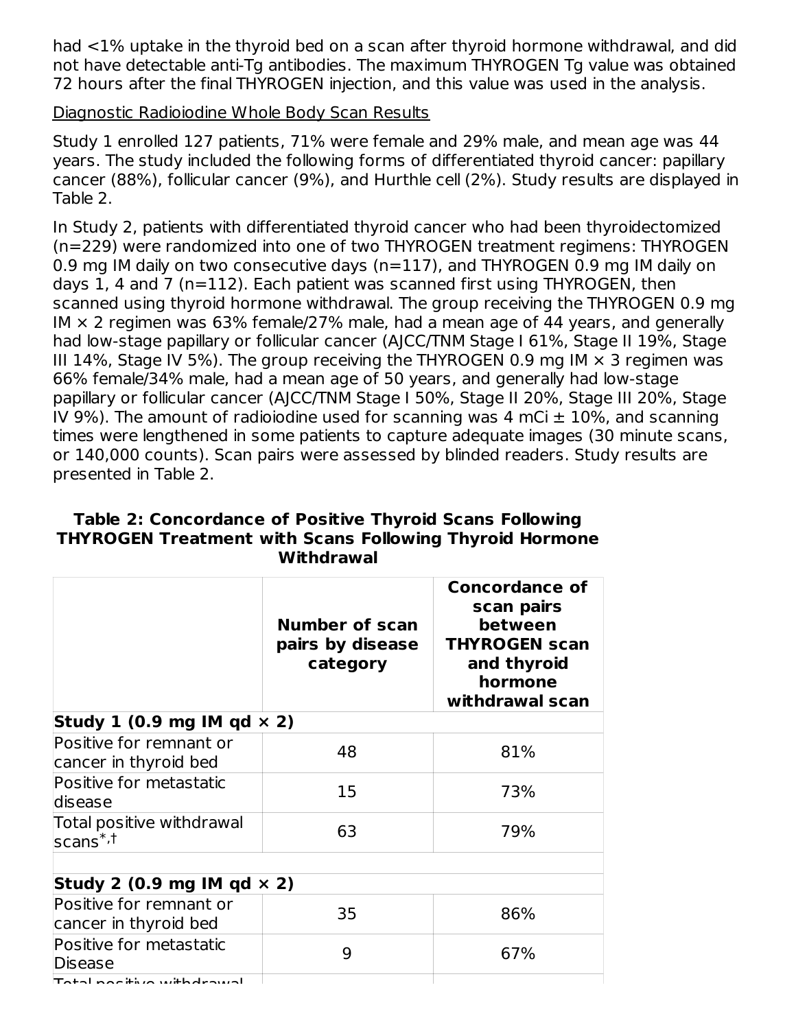had <1% uptake in the thyroid bed on a scan after thyroid hormone withdrawal, and did not have detectable anti-Tg antibodies. The maximum THYROGEN Tg value was obtained 72 hours after the final THYROGEN injection, and this value was used in the analysis.

Diagnostic Radioiodine Whole Body Scan Results

Study 1 enrolled 127 patients, 71% were female and 29% male, and mean age was 44 years. The study included the following forms of differentiated thyroid cancer: papillary cancer (88%), follicular cancer (9%), and Hurthle cell (2%). Study results are displayed in Table 2.

In Study 2, patients with differentiated thyroid cancer who had been thyroidectomized (n=229) were randomized into one of two THYROGEN treatment regimens: THYROGEN 0.9 mg IM daily on two consecutive days (n=117), and THYROGEN 0.9 mg IM daily on days 1, 4 and 7 (n=112). Each patient was scanned first using THYROGEN, then scanned using thyroid hormone withdrawal. The group receiving the THYROGEN 0.9 mg IM × 2 regimen was 63% female/27% male, had a mean age of 44 years, and generally had low-stage papillary or follicular cancer (AJCC/TNM Stage I 61%, Stage II 19%, Stage III 14%, Stage IV 5%). The group receiving the THYROGEN 0.9 mg IM × 3 regimen was 66% female/34% male, had a mean age of 50 years, and generally had low-stage papillary or follicular cancer (AJCC/TNM Stage I 50%, Stage II 20%, Stage III 20%, Stage IV 9%). The amount of radioiodine used for scanning was 4 mCi ± 10%, and scanning times were lengthened in some patients to capture adequate images (30 minute scans, or 140,000 counts). Scan pairs were assessed by blinded readers. Study results are presented in Table 2.

**Table 2: Concordance of Positive Thyroid Scans Following THYROGEN Treatment with Scans Following Thyroid Hormone Withdrawal**

| | Number of scan pairs by disease category | Concordance of scan pairs between THYROGEN scan and thyroid hormone withdrawal scan |
|---|---|---|
| **Study 1 (0.9 mg IM qd × 2)** | | |
| Positive for remnant or cancer in thyroid bed | 48 | 81% |
| Positive for metastatic disease | 15 | 73% |
| Total positive withdrawal scans*,† | 63 | 79% |
| **Study 2 (0.9 mg IM qd × 2)** | | |
| Positive for remnant or cancer in thyroid bed | 35 | 86% |
| Positive for metastatic Disease | 9 | 67% |
| Total positive withdrawal | | |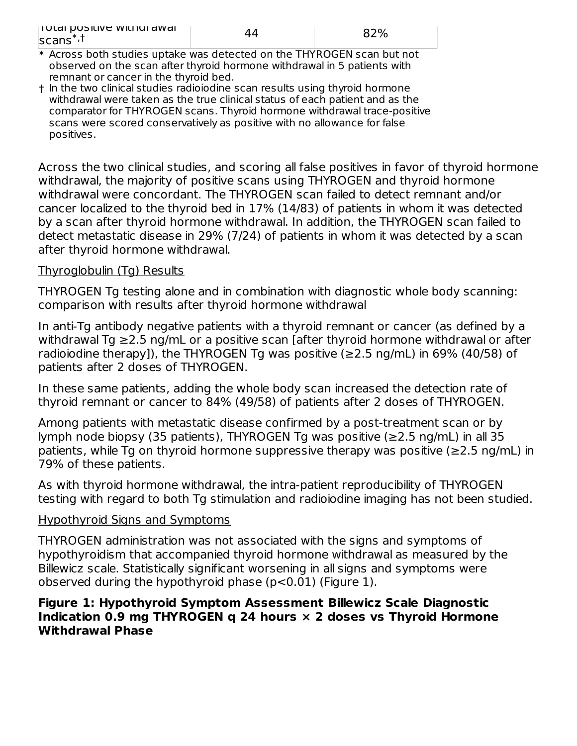| Total positive withdrawal scans*,† | 44 | 82% |
|---|---|---|

\* Across both studies uptake was detected on the THYROGEN scan but not observed on the scan after thyroid hormone withdrawal in 5 patients with remnant or cancer in the thyroid bed.

† In the two clinical studies radioiodine scan results using thyroid hormone withdrawal were taken as the true clinical status of each patient and as the comparator for THYROGEN scans. Thyroid hormone withdrawal trace-positive scans were scored conservatively as positive with no allowance for false positives.

Across the two clinical studies, and scoring all false positives in favor of thyroid hormone withdrawal, the majority of positive scans using THYROGEN and thyroid hormone withdrawal were concordant. The THYROGEN scan failed to detect remnant and/or cancer localized to the thyroid bed in 17% (14/83) of patients in whom it was detected by a scan after thyroid hormone withdrawal. In addition, the THYROGEN scan failed to detect metastatic disease in 29% (7/24) of patients in whom it was detected by a scan after thyroid hormone withdrawal.

Thyroglobulin (Tg) Results

THYROGEN Tg testing alone and in combination with diagnostic whole body scanning: comparison with results after thyroid hormone withdrawal

In anti-Tg antibody negative patients with a thyroid remnant or cancer (as defined by a withdrawal Tg ≥2.5 ng/mL or a positive scan [after thyroid hormone withdrawal or after radioiodine therapy]), the THYROGEN Tg was positive (≥2.5 ng/mL) in 69% (40/58) of patients after 2 doses of THYROGEN.

In these same patients, adding the whole body scan increased the detection rate of thyroid remnant or cancer to 84% (49/58) of patients after 2 doses of THYROGEN.

Among patients with metastatic disease confirmed by a post-treatment scan or by lymph node biopsy (35 patients), THYROGEN Tg was positive (≥2.5 ng/mL) in all 35 patients, while Tg on thyroid hormone suppressive therapy was positive (≥2.5 ng/mL) in 79% of these patients.

As with thyroid hormone withdrawal, the intra-patient reproducibility of THYROGEN testing with regard to both Tg stimulation and radioiodine imaging has not been studied.

Hypothyroid Signs and Symptoms

THYROGEN administration was not associated with the signs and symptoms of hypothyroidism that accompanied thyroid hormone withdrawal as measured by the Billewicz scale. Statistically significant worsening in all signs and symptoms were observed during the hypothyroid phase ($p<0.01$) (Figure 1).

**Figure 1: Hypothyroid Symptom Assessment Billewicz Scale Diagnostic Indication 0.9 mg THYROGEN q 24 hours × 2 doses vs Thyroid Hormone Withdrawal Phase**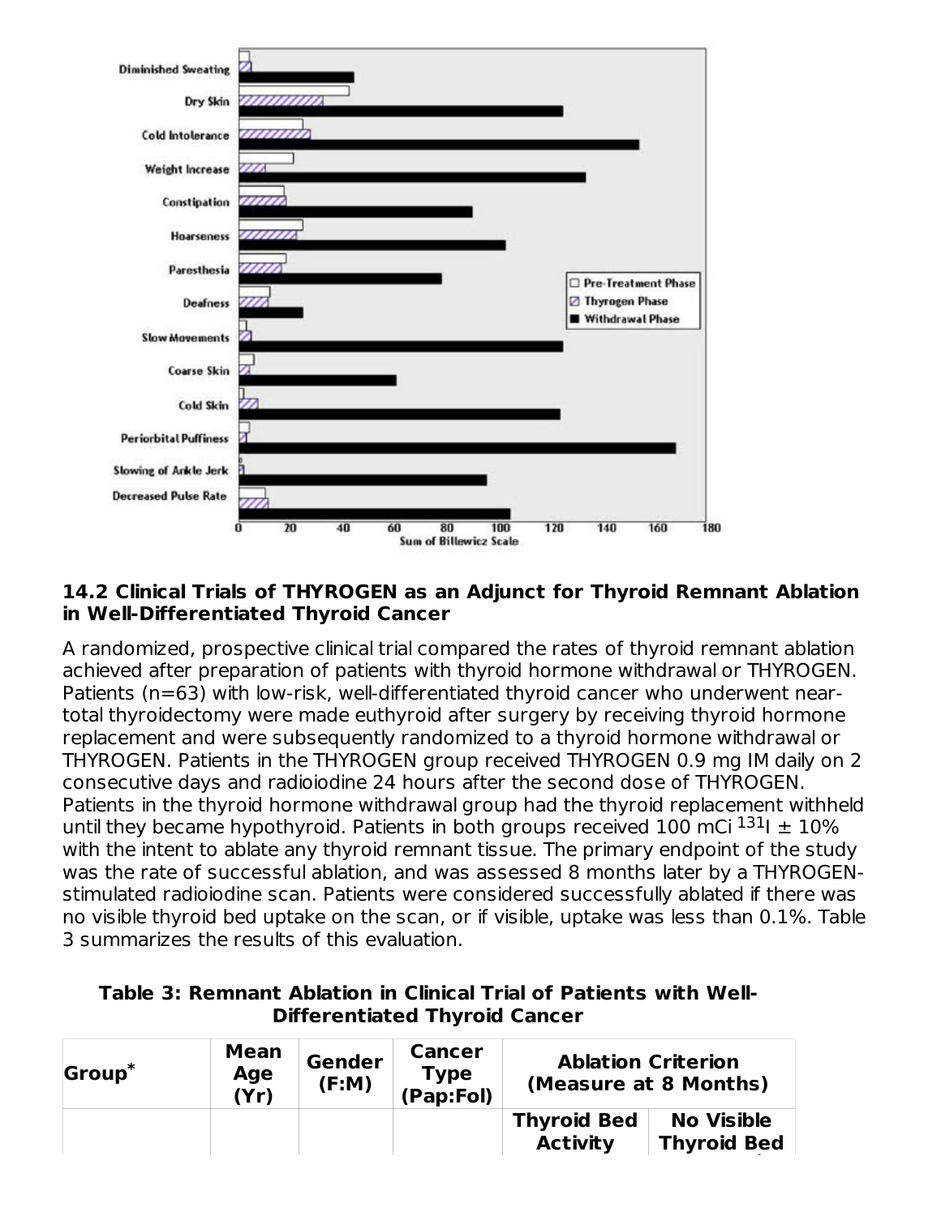### 14.2 Clinical Trials of THYROGEN as an Adjunct for Thyroid Remnant Ablation in Well-Differentiated Thyroid Cancer

A randomized, prospective clinical trial compared the rates of thyroid remnant ablation achieved after preparation of patients with thyroid hormone withdrawal or THYROGEN. Patients (n=63) with low-risk, well-differentiated thyroid cancer who underwent near-total thyroidectomy were made euthyroid after surgery by receiving thyroid hormone replacement and were subsequently randomized to a thyroid hormone withdrawal or THYROGEN. Patients in the THYROGEN group received THYROGEN 0.9 mg IM daily on 2 consecutive days and radioiodine 24 hours after the second dose of THYROGEN. Patients in the thyroid hormone withdrawal group had the thyroid replacement withheld until they became hypothyroid. Patients in both groups received 100 mCi $^{131}$I ± 10% with the intent to ablate any thyroid remnant tissue. The primary endpoint of the study was the rate of successful ablation, and was assessed 8 months later by a THYROGEN-stimulated radioiodine scan. Patients were considered successfully ablated if there was no visible thyroid bed uptake on the scan, or if visible, uptake was less than 0.1%. Table 3 summarizes the results of this evaluation.

**Table 3: Remnant Ablation in Clinical Trial of Patients with Well-Differentiated Thyroid Cancer**

| Group* | Mean Age (Yr) | Gender (F:M) | Cancer Type (Pap:Fol) | Ablation Criterion (Measure at 8 Months) | |
|---|---|---|---|---|---|
| | | | | Thyroid Bed Activity | No Visible Thyroid Bed |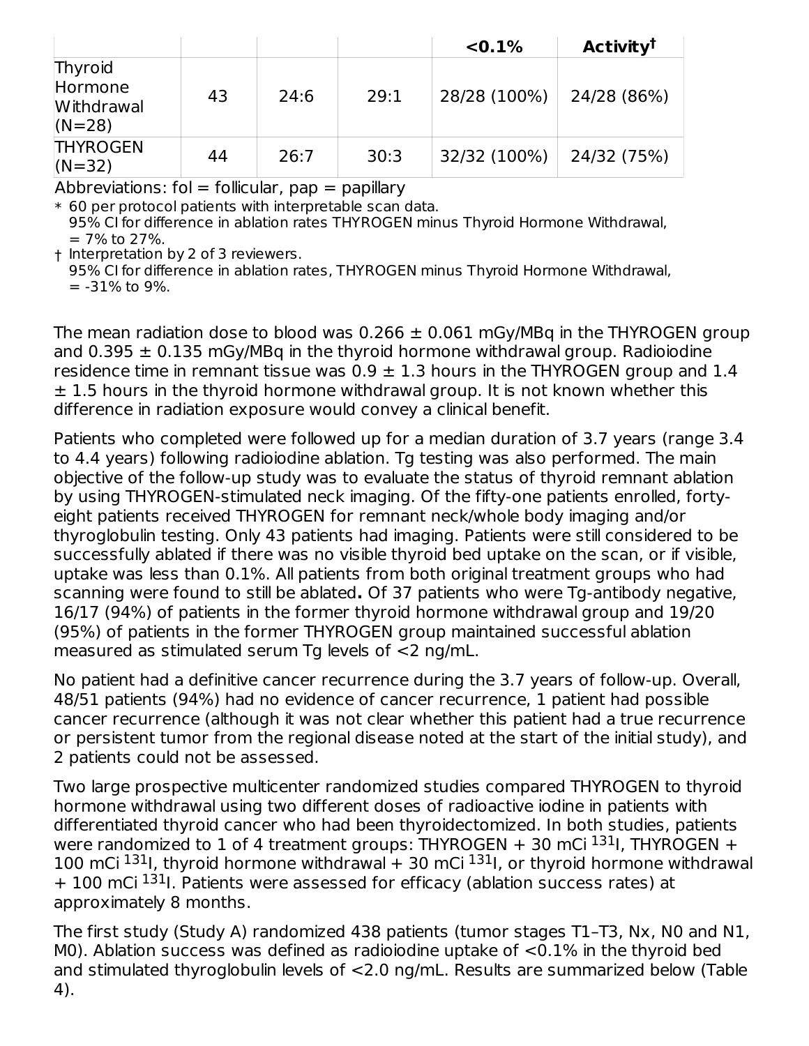| | | | | <0.1% | Activity† |
|---|---|---|---|---|---|
| Thyroid Hormone Withdrawal (N=28) | 43 | 24:6 | 29:1 | 28/28 (100%) | 24/28 (86%) |
| THYROGEN (N=32) | 44 | 26:7 | 30:3 | 32/32 (100%) | 24/32 (75%) |

Abbreviations: fol = follicular, pap = papillary

* 60 per protocol patients with interpretable scan data.
95% CI for difference in ablation rates THYROGEN minus Thyroid Hormone Withdrawal, = 7% to 27%.

† Interpretation by 2 of 3 reviewers.
95% CI for difference in ablation rates, THYROGEN minus Thyroid Hormone Withdrawal, = -31% to 9%.

The mean radiation dose to blood was 0.266 ± 0.061 mGy/MBq in the THYROGEN group and 0.395 ± 0.135 mGy/MBq in the thyroid hormone withdrawal group. Radioiodine residence time in remnant tissue was 0.9 ± 1.3 hours in the THYROGEN group and 1.4 ± 1.5 hours in the thyroid hormone withdrawal group. It is not known whether this difference in radiation exposure would convey a clinical benefit.

Patients who completed were followed up for a median duration of 3.7 years (range 3.4 to 4.4 years) following radioiodine ablation. Tg testing was also performed. The main objective of the follow-up study was to evaluate the status of thyroid remnant ablation by using THYROGEN-stimulated neck imaging. Of the fifty-one patients enrolled, forty-eight patients received THYROGEN for remnant neck/whole body imaging and/or thyroglobulin testing. Only 43 patients had imaging. Patients were still considered to be successfully ablated if there was no visible thyroid bed uptake on the scan, or if visible, uptake was less than 0.1%. All patients from both original treatment groups who had scanning were found to still be ablated**.** Of 37 patients who were Tg-antibody negative, 16/17 (94%) of patients in the former thyroid hormone withdrawal group and 19/20 (95%) of patients in the former THYROGEN group maintained successful ablation measured as stimulated serum Tg levels of <2 ng/mL.

No patient had a definitive cancer recurrence during the 3.7 years of follow-up. Overall, 48/51 patients (94%) had no evidence of cancer recurrence, 1 patient had possible cancer recurrence (although it was not clear whether this patient had a true recurrence or persistent tumor from the regional disease noted at the start of the initial study), and 2 patients could not be assessed.

Two large prospective multicenter randomized studies compared THYROGEN to thyroid hormone withdrawal using two different doses of radioactive iodine in patients with differentiated thyroid cancer who had been thyroidectomized. In both studies, patients were randomized to 1 of 4 treatment groups: THYROGEN + 30 mCi $^{131}$I, THYROGEN + 100 mCi $^{131}$I, thyroid hormone withdrawal + 30 mCi $^{131}$I, or thyroid hormone withdrawal + 100 mCi $^{131}$I. Patients were assessed for efficacy (ablation success rates) at approximately 8 months.

The first study (Study A) randomized 438 patients (tumor stages T1–T3, Nx, N0 and N1, M0). Ablation success was defined as radioiodine uptake of <0.1% in the thyroid bed and stimulated thyroglobulin levels of <2.0 ng/mL. Results are summarized below (Table 4).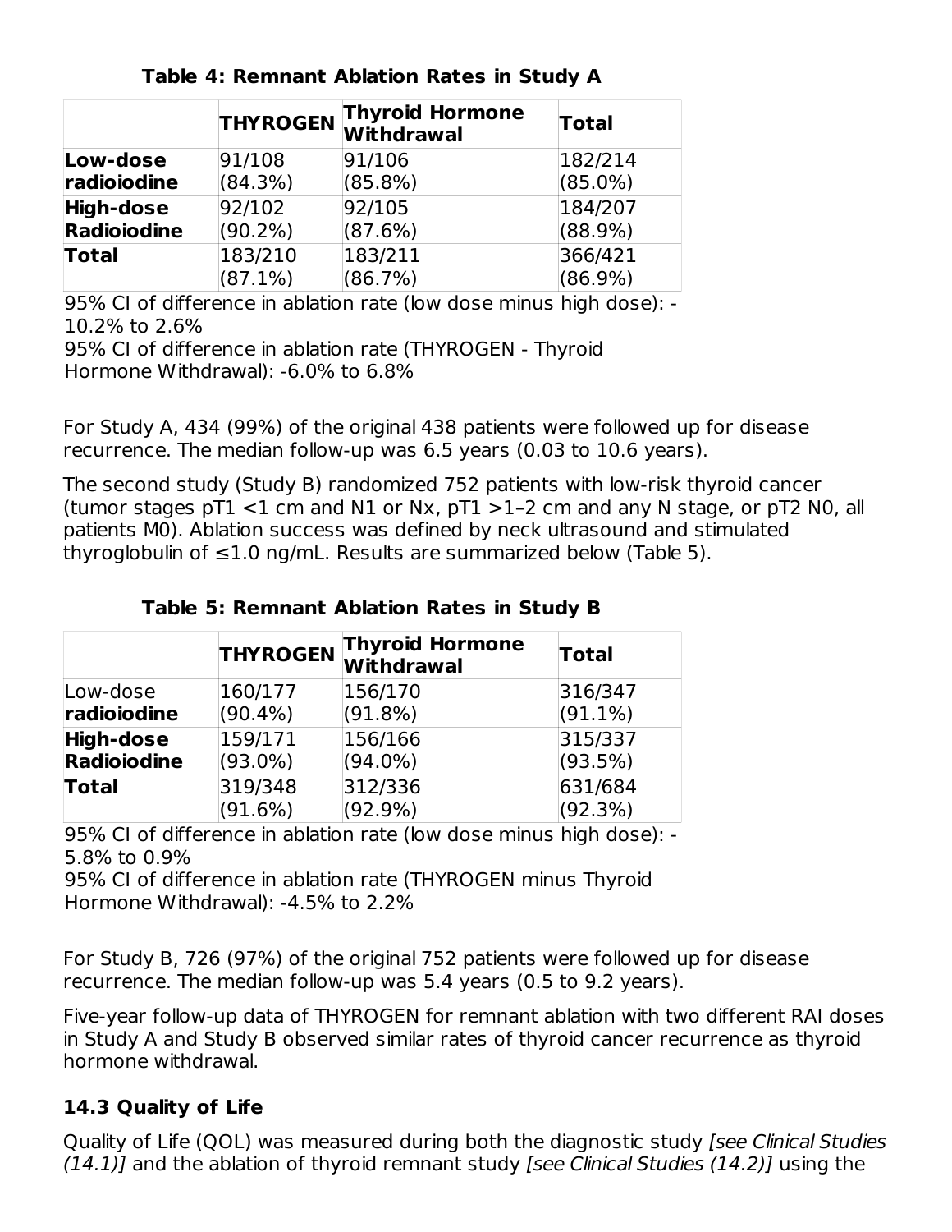**Table 4: Remnant Ablation Rates in Study A**

| | THYROGEN | Thyroid Hormone Withdrawal | Total |
|---|---|---|---|
| **Low-dose radioiodine** | 91/108 (84.3%) | 91/106 (85.8%) | 182/214 (85.0%) |
| **High-dose Radioiodine** | 92/102 (90.2%) | 92/105 (87.6%) | 184/207 (88.9%) |
| **Total** | 183/210 (87.1%) | 183/211 (86.7%) | 366/421 (86.9%) |

95% CI of difference in ablation rate (low dose minus high dose): -10.2% to 2.6%
95% CI of difference in ablation rate (THYROGEN - Thyroid Hormone Withdrawal): -6.0% to 6.8%

For Study A, 434 (99%) of the original 438 patients were followed up for disease recurrence. The median follow-up was 6.5 years (0.03 to 10.6 years).

The second study (Study B) randomized 752 patients with low-risk thyroid cancer (tumor stages pT1 <1 cm and N1 or Nx, pT1 >1–2 cm and any N stage, or pT2 N0, all patients M0). Ablation success was defined by neck ultrasound and stimulated thyroglobulin of ≤1.0 ng/mL. Results are summarized below (Table 5).

**Table 5: Remnant Ablation Rates in Study B**

| | THYROGEN | Thyroid Hormone Withdrawal | Total |
|---|---|---|---|
| Low-dose **radioiodine** | 160/177 (90.4%) | 156/170 (91.8%) | 316/347 (91.1%) |
| **High-dose Radioiodine** | 159/171 (93.0%) | 156/166 (94.0%) | 315/337 (93.5%) |
| **Total** | 319/348 (91.6%) | 312/336 (92.9%) | 631/684 (92.3%) |

95% CI of difference in ablation rate (low dose minus high dose): -5.8% to 0.9%
95% CI of difference in ablation rate (THYROGEN minus Thyroid Hormone Withdrawal): -4.5% to 2.2%

For Study B, 726 (97%) of the original 752 patients were followed up for disease recurrence. The median follow-up was 5.4 years (0.5 to 9.2 years).

Five-year follow-up data of THYROGEN for remnant ablation with two different RAI doses in Study A and Study B observed similar rates of thyroid cancer recurrence as thyroid hormone withdrawal.

### 14.3 Quality of Life

Quality of Life (QOL) was measured during both the diagnostic study *[see Clinical Studies (14.1)]* and the ablation of thyroid remnant study *[see Clinical Studies (14.2)]* using the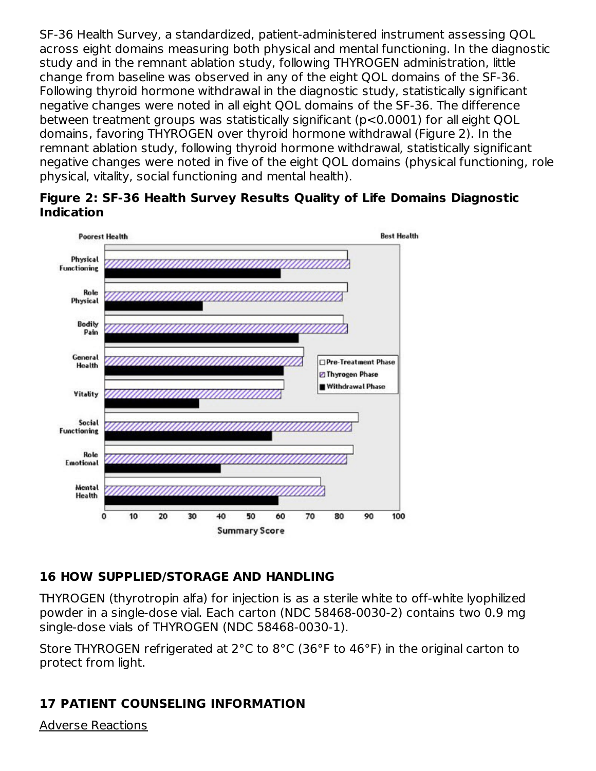SF-36 Health Survey, a standardized, patient-administered instrument assessing QOL across eight domains measuring both physical and mental functioning. In the diagnostic study and in the remnant ablation study, following THYROGEN administration, little change from baseline was observed in any of the eight QOL domains of the SF-36. Following thyroid hormone withdrawal in the diagnostic study, statistically significant negative changes were noted in all eight QOL domains of the SF-36. The difference between treatment groups was statistically significant ($p<0.0001$) for all eight QOL domains, favoring THYROGEN over thyroid hormone withdrawal (Figure 2). In the remnant ablation study, following thyroid hormone withdrawal, statistically significant negative changes were noted in five of the eight QOL domains (physical functioning, role physical, vitality, social functioning and mental health).

**Figure 2: SF-36 Health Survey Results Quality of Life Domains Diagnostic Indication**

## 16 HOW SUPPLIED/STORAGE AND HANDLING

THYROGEN (thyrotropin alfa) for injection is as a sterile white to off-white lyophilized powder in a single-dose vial. Each carton (NDC 58468-0030-2) contains two 0.9 mg single-dose vials of THYROGEN (NDC 58468-0030-1).

Store THYROGEN refrigerated at 2°C to 8°C (36°F to 46°F) in the original carton to protect from light.

## 17 PATIENT COUNSELING INFORMATION

Adverse Reactions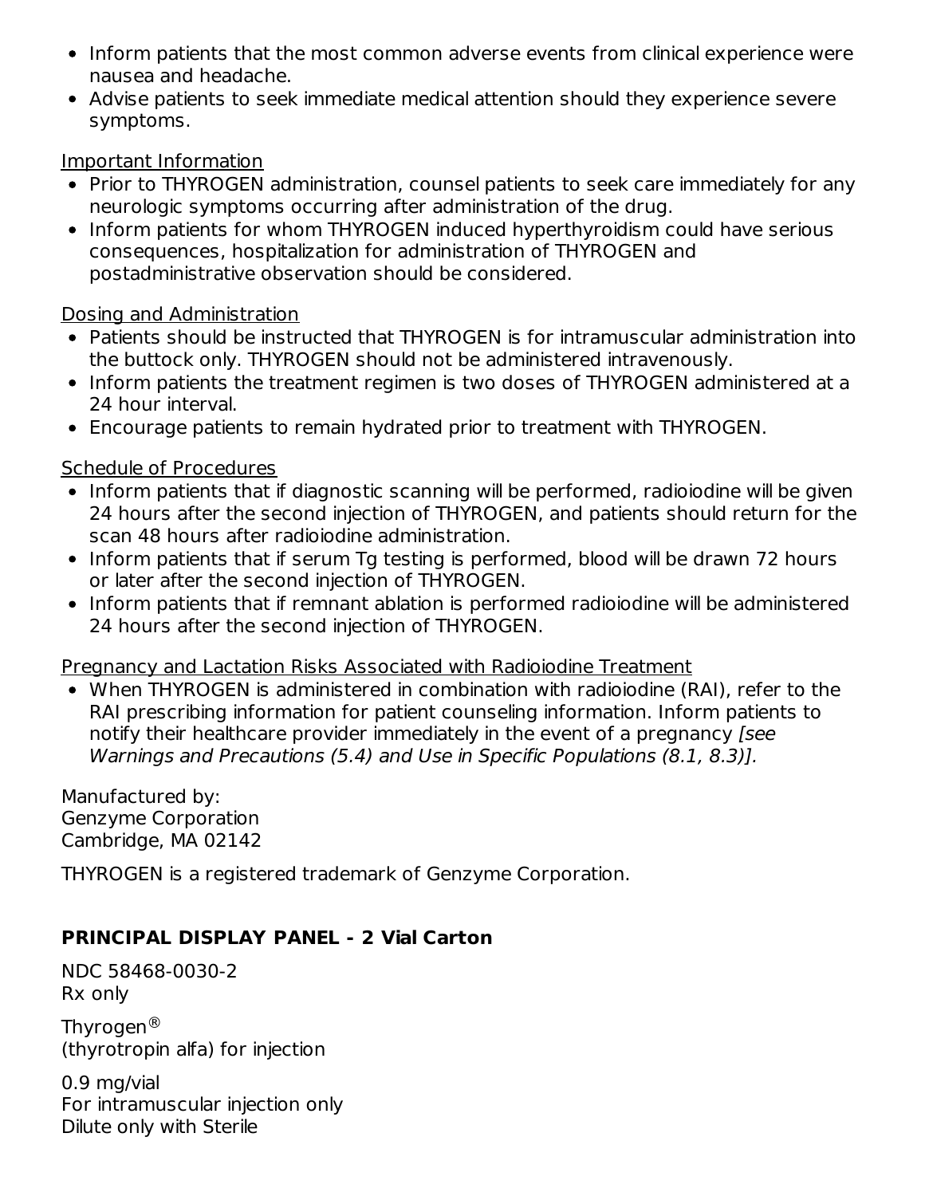- Inform patients that the most common adverse events from clinical experience were nausea and headache.
- Advise patients to seek immediate medical attention should they experience severe symptoms.

Important Information

- Prior to THYROGEN administration, counsel patients to seek care immediately for any neurologic symptoms occurring after administration of the drug.
- Inform patients for whom THYROGEN induced hyperthyroidism could have serious consequences, hospitalization for administration of THYROGEN and postadministrative observation should be considered.

Dosing and Administration

- Patients should be instructed that THYROGEN is for intramuscular administration into the buttock only. THYROGEN should not be administered intravenously.
- Inform patients the treatment regimen is two doses of THYROGEN administered at a 24 hour interval.
- Encourage patients to remain hydrated prior to treatment with THYROGEN.

Schedule of Procedures

- Inform patients that if diagnostic scanning will be performed, radioiodine will be given 24 hours after the second injection of THYROGEN, and patients should return for the scan 48 hours after radioiodine administration.
- Inform patients that if serum Tg testing is performed, blood will be drawn 72 hours or later after the second injection of THYROGEN.
- Inform patients that if remnant ablation is performed radioiodine will be administered 24 hours after the second injection of THYROGEN.

Pregnancy and Lactation Risks Associated with Radioiodine Treatment

- When THYROGEN is administered in combination with radioiodine (RAI), refer to the RAI prescribing information for patient counseling information. Inform patients to notify their healthcare provider immediately in the event of a pregnancy *[see Warnings and Precautions (5.4) and Use in Specific Populations (8.1, 8.3)]*.

Manufactured by:
Genzyme Corporation
Cambridge, MA 02142

THYROGEN is a registered trademark of Genzyme Corporation.

**PRINCIPAL DISPLAY PANEL - 2 Vial Carton**

NDC 58468-0030-2
Rx only

Thyrogen®
(thyrotropin alfa) for injection

0.9 mg/vial
For intramuscular injection only
Dilute only with Sterile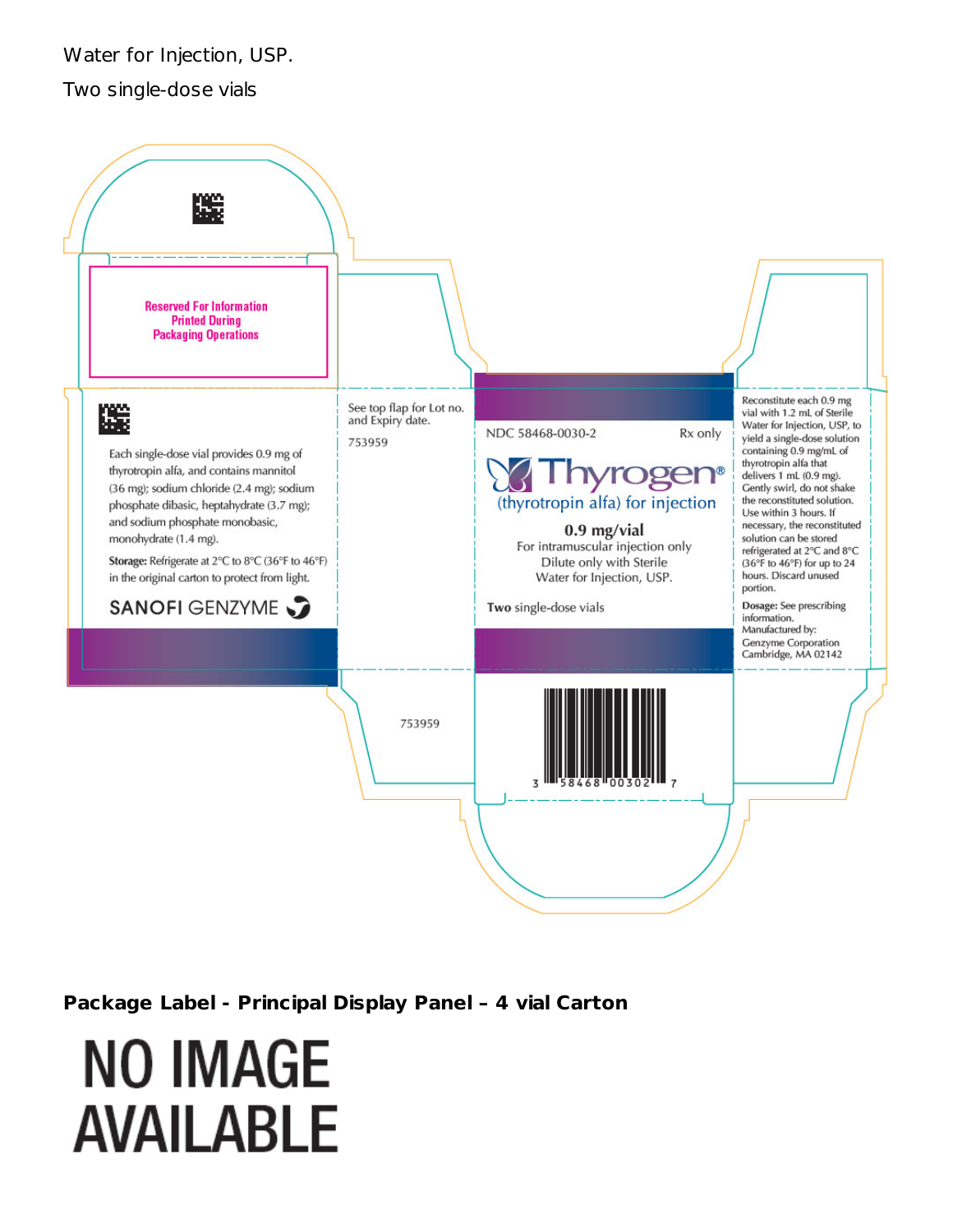Water for Injection, USP.

Two single-dose vials

Reserved For Information Printed During Packaging Operations

Each single-dose vial provides 0.9 mg of thyrotropin alfa, and contains mannitol (36 mg); sodium chloride (2.4 mg); sodium phosphate dibasic, heptahydrate (3.7 mg); and sodium phosphate monobasic, monohydrate (1.4 mg).

**Storage:** Refrigerate at 2°C to 8°C (36°F to 46°F) in the original carton to protect from light.

SANOFI GENZYME

See top flap for Lot no. and Expiry date.

753959

NDC 58468-0030-2 Rx only

Thyrogen®

(thyrotropin alfa) for injection

**0.9 mg/vial**

For intramuscular injection only

Dilute only with Sterile Water for Injection, USP.

**Two** single-dose vials

Reconstitute each 0.9 mg vial with 1.2 mL of Sterile Water for Injection, USP, to yield a single-dose solution containing 0.9 mg/mL of thyrotropin alfa that delivers 1 mL (0.9 mg). Gently swirl, do not shake the reconstituted solution. Use within 3 hours. If necessary, the reconstituted solution can be stored refrigerated at 2°C and 8°C (36°F to 46°F) for up to 24 hours. Discard unused portion.

**Dosage:** See prescribing information.

Manufactured by:
Genzyme Corporation
Cambridge, MA 02142

753959

3 58468 00302 7

**Package Label - Principal Display Panel – 4 vial Carton**

NO IMAGE AVAILABLE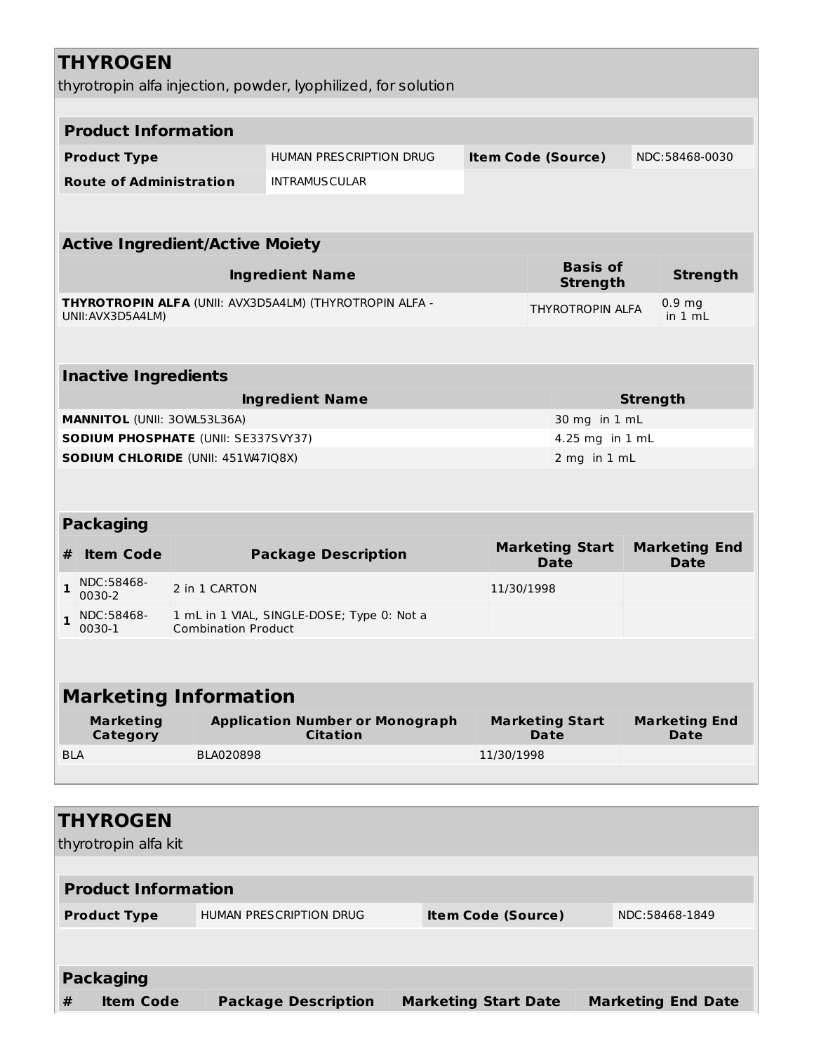# THYROGEN

thyrotropin alfa injection, powder, lyophilized, for solution

## Product Information

| Product Type | HUMAN PRESCRIPTION DRUG | Item Code (Source) | NDC:58468-0030 |
|---|---|---|---|
| Route of Administration | INTRAMUSCULAR | | |

## Active Ingredient/Active Moiety

| Ingredient Name | Basis of Strength | Strength |
|---|---|---|
| **THYROTROPIN ALFA** (UNII: AVX3D5A4LM) (THYROTROPIN ALFA - UNII:AVX3D5A4LM) | THYROTROPIN ALFA | 0.9 mg in 1 mL |

## Inactive Ingredients

| Ingredient Name | Strength |
|---|---|
| **MANNITOL** (UNII: 3OWL53L36A) | 30 mg in 1 mL |
| **SODIUM PHOSPHATE** (UNII: SE337SVY37) | 4.25 mg in 1 mL |
| **SODIUM CHLORIDE** (UNII: 451W47IQ8X) | 2 mg in 1 mL |

## Packaging

| # | Item Code | Package Description | Marketing Start Date | Marketing End Date |
|---|---|---|---|---|
| 1 | NDC:58468-0030-2 | 2 in 1 CARTON | 11/30/1998 | |
| 1 | NDC:58468-0030-1 | 1 mL in 1 VIAL, SINGLE-DOSE; Type 0: Not a Combination Product | | |

## Marketing Information

| Marketing Category | Application Number or Monograph Citation | Marketing Start Date | Marketing End Date |
|---|---|---|---|
| BLA | BLA020898 | 11/30/1998 | |

# THYROGEN

thyrotropin alfa kit

## Product Information

| Product Type | HUMAN PRESCRIPTION DRUG | Item Code (Source) | NDC:58468-1849 |
|---|---|---|---|

## Packaging

| # | Item Code | Package Description | Marketing Start Date | Marketing End Date |
|---|---|---|---|---|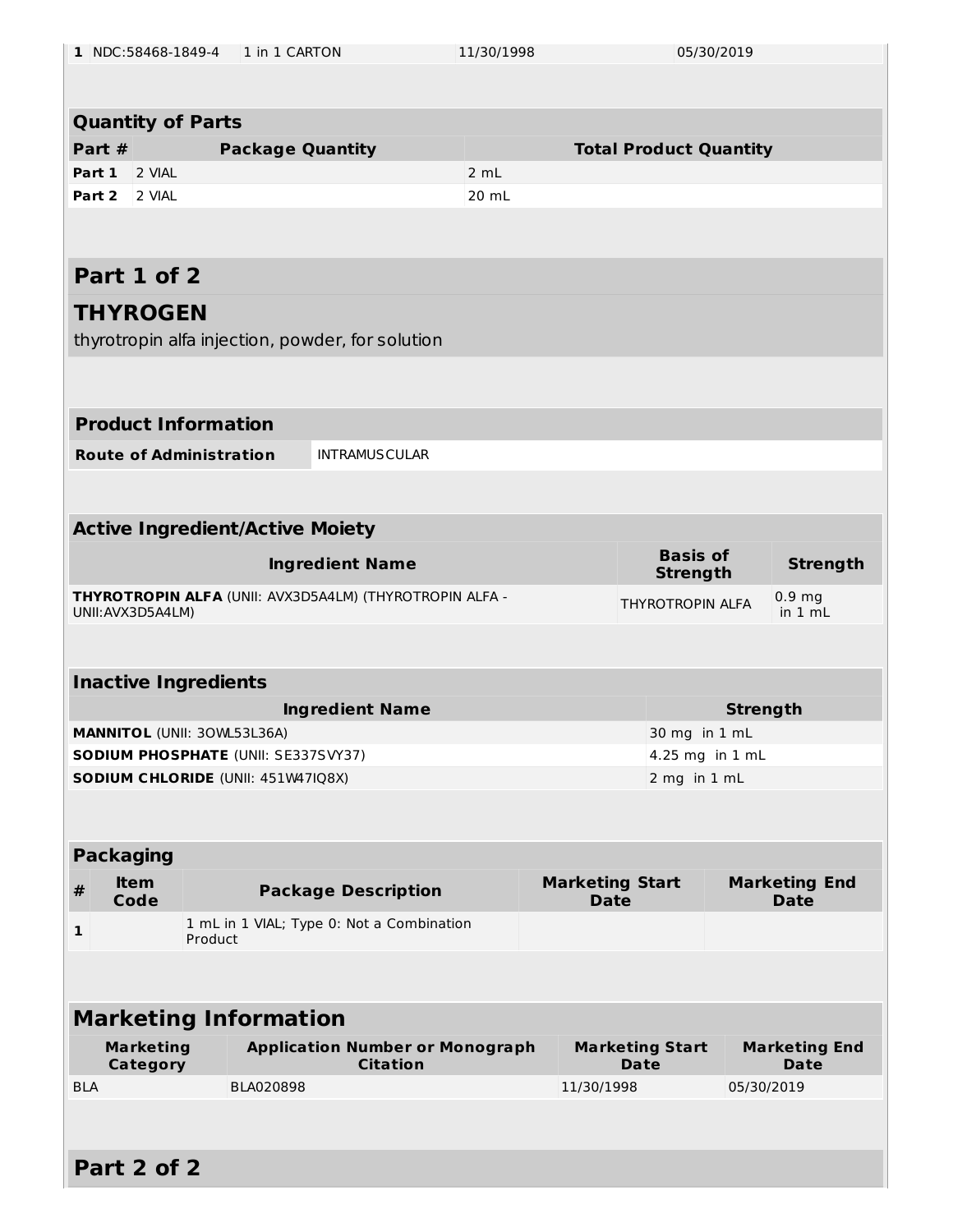| 1 | NDC:58468-1849-4 | 1 in 1 CARTON | 11/30/1998 | 05/30/2019 |
|---|---|---|---|---|

## Quantity of Parts

| Part # | Package Quantity | Total Product Quantity |
|---|---|---|
| **Part 1** | 2 VIAL | 2 mL |
| **Part 2** | 2 VIAL | 20 mL |

# Part 1 of 2

## THYROGEN

thyrotropin alfa injection, powder, for solution

### Product Information

| **Route of Administration** | INTRAMUSCULAR |
|---|---|

### Active Ingredient/Active Moiety

| Ingredient Name | Basis of Strength | Strength |
|---|---|---|
| **THYROTROPIN ALFA** (UNII: AVX3D5A4LM) (THYROTROPIN ALFA - UNII:AVX3D5A4LM) | THYROTROPIN ALFA | 0.9 mg in 1 mL |

### Inactive Ingredients

| Ingredient Name | Strength |
|---|---|
| **MANNITOL** (UNII: 3OWL53L36A) | 30 mg in 1 mL |
| **SODIUM PHOSPHATE** (UNII: SE337SVY37) | 4.25 mg in 1 mL |
| **SODIUM CHLORIDE** (UNII: 451W47IQ8X) | 2 mg in 1 mL |

### Packaging

| # | Item Code | Package Description | Marketing Start Date | Marketing End Date |
|---|---|---|---|---|
| 1 | | 1 mL in 1 VIAL; Type 0: Not a Combination Product | | |

## Marketing Information

| Marketing Category | Application Number or Monograph Citation | Marketing Start Date | Marketing End Date |
|---|---|---|---|
| BLA | BLA020898 | 11/30/1998 | 05/30/2019 |

# Part 2 of 2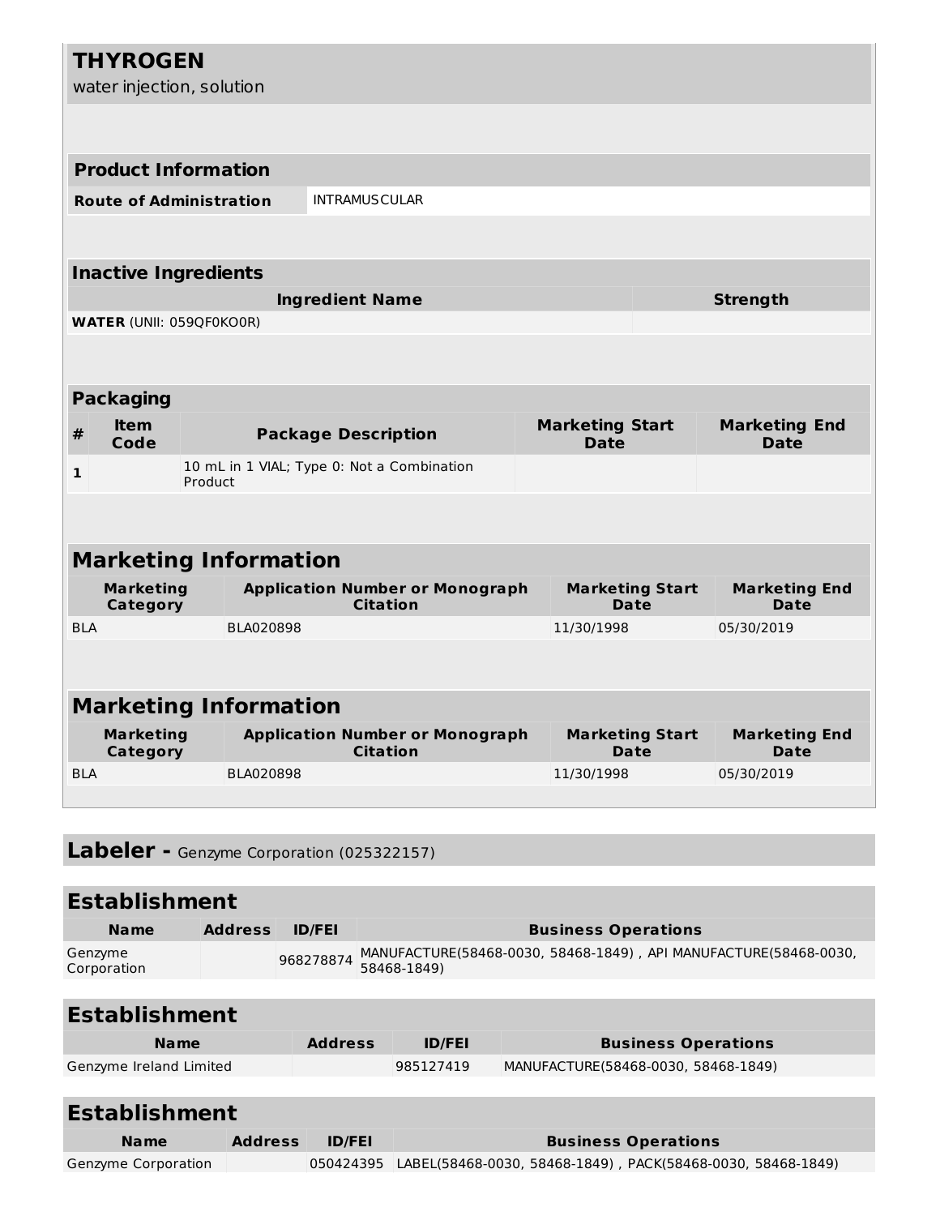## THYROGEN

water injection, solution

| Product Information | |
|---|---|
| **Route of Administration** | INTRAMUSCULAR |

| Inactive Ingredients | |
|---|---|
| **Ingredient Name** | **Strength** |
| **WATER** (UNII: 059QF0KO0R) | |

| Packaging | | | | |
|---|---|---|---|---|
| **#** | **Item Code** | **Package Description** | **Marketing Start Date** | **Marketing End Date** |
| **1** | | 10 mL in 1 VIAL; Type 0: Not a Combination Product | | |

| Marketing Information | | | |
|---|---|---|---|
| **Marketing Category** | **Application Number or Monograph Citation** | **Marketing Start Date** | **Marketing End Date** |
| BLA | BLA020898 | 11/30/1998 | 05/30/2019 |

| Marketing Information | | | |
|---|---|---|---|
| **Marketing Category** | **Application Number or Monograph Citation** | **Marketing Start Date** | **Marketing End Date** |
| BLA | BLA020898 | 11/30/1998 | 05/30/2019 |

## Labeler - Genzyme Corporation (025322157)

| Establishment | | | |
|---|---|---|---|
| **Name** | **Address** | **ID/FEI** | **Business Operations** |
| Genzyme Corporation | | 968278874 | MANUFACTURE(58468-0030, 58468-1849) , API MANUFACTURE(58468-0030, 58468-1849) |

| Establishment | | | |
|---|---|---|---|
| **Name** | **Address** | **ID/FEI** | **Business Operations** |
| Genzyme Ireland Limited | | 985127419 | MANUFACTURE(58468-0030, 58468-1849) |

| Establishment | | | |
|---|---|---|---|
| **Name** | **Address** | **ID/FEI** | **Business Operations** |
| Genzyme Corporation | | 050424395 | LABEL(58468-0030, 58468-1849) , PACK(58468-0030, 58468-1849) |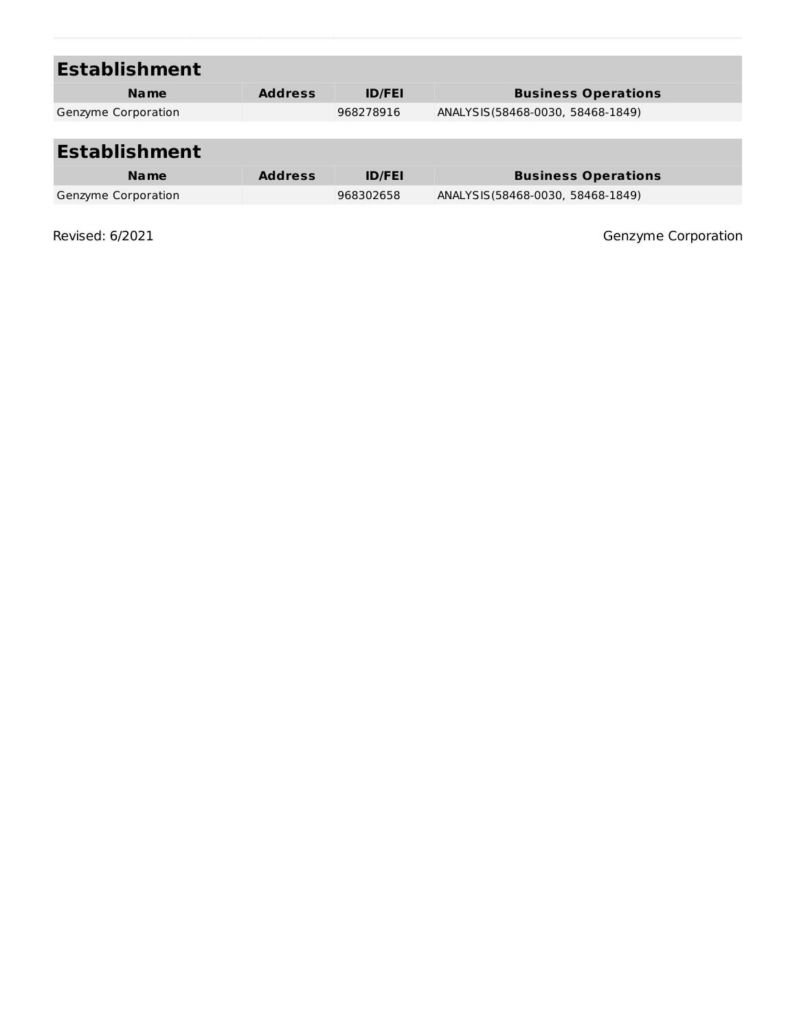## Establishment

| Name | Address | ID/FEI | Business Operations |
|---|---|---|---|
| Genzyme Corporation | | 968278916 | ANALYSIS(58468-0030, 58468-1849) |

## Establishment

| Name | Address | ID/FEI | Business Operations |
|---|---|---|---|
| Genzyme Corporation | | 968302658 | ANALYSIS(58468-0030, 58468-1849) |

Revised: 6/2021

Genzyme Corporation